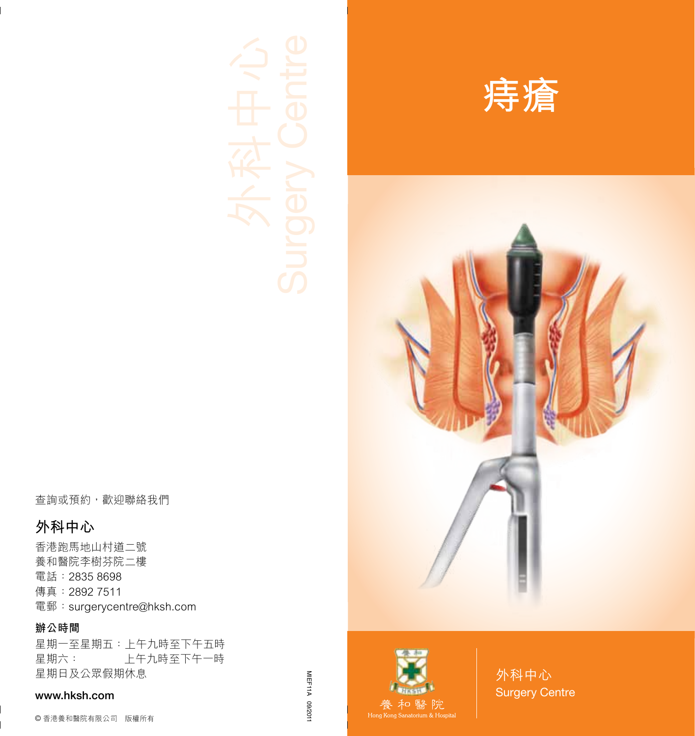# 痔瘡

外科中心
Surgery Centre

養和醫院
Hong Kong Sanatorium & Hospital

外科中心
Surgery Centre

查詢或預約，歡迎聯絡我們

## 外科中心

香港跑馬地山村道二號
養和醫院李樹芬院二樓
電話：2835 8698
傳真：2892 7511
電郵：surgerycentre@hksh.com

### 辦公時間

星期一至星期五：上午九時至下午五時
星期六：上午九時至下午一時
星期日及公眾假期休息

**www.hksh.com**

© 香港養和醫院有限公司　版權所有

MIEF11A 09/2011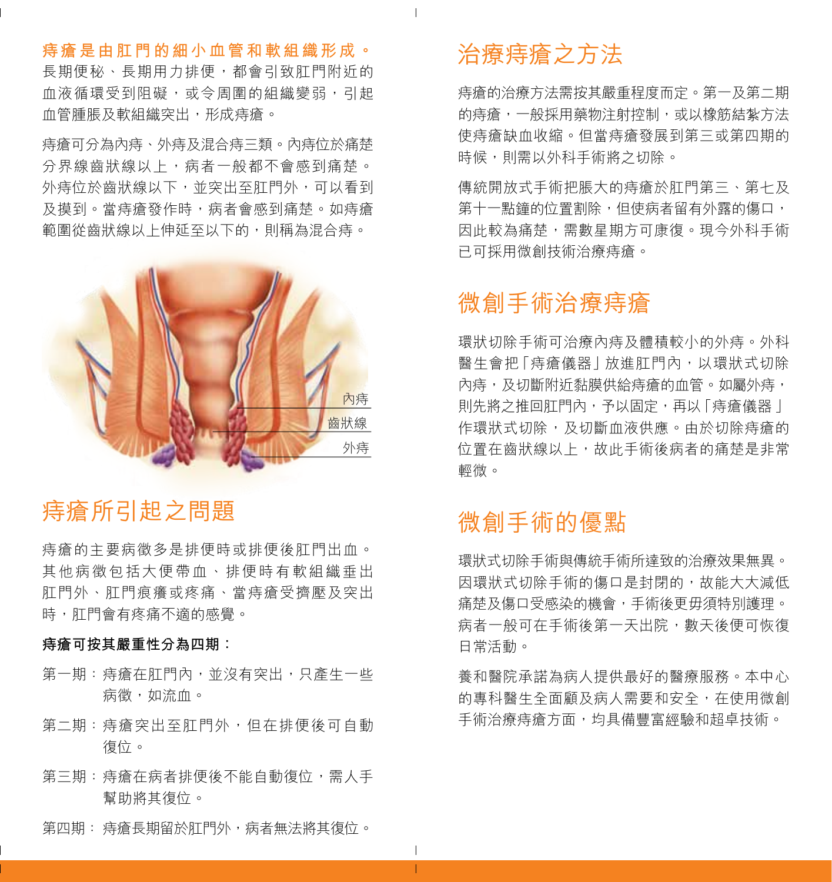**痔瘡是由肛門的細小血管和軟組織形成。**長期便秘、長期用力排便，都會引致肛門附近的血液循環受到阻礙，或令周圍的組織變弱，引起血管腫脹及軟組織突出，形成痔瘡。

痔瘡可分為內痔、外痔及混合痔三類。內痔位於痛楚分界線齒狀線以上，病者一般都不會感到痛楚。外痔位於齒狀線以下，並突出至肛門外，可以看到及摸到。當痔瘡發作時，病者會感到痛楚。如痔瘡範圍從齒狀線以上伸延至以下的，則稱為混合痔。

內痔

齒狀線

外痔

## 痔瘡所引起之問題

痔瘡的主要病徵多是排便時或排便後肛門出血。其他病徵包括大便帶血、排便時有軟組織垂出肛門外、肛門痕癢或疼痛、當痔瘡受擠壓及突出時，肛門會有疼痛不適的感覺。

**痔瘡可按其嚴重性分為四期：**

第一期：痔瘡在肛門內，並沒有突出，只產生一些病徵，如流血。

第二期：痔瘡突出至肛門外，但在排便後可自動復位。

第三期：痔瘡在病者排便後不能自動復位，需人手幫助將其復位。

第四期：痔瘡長期留於肛門外，病者無法將其復位。

## 治療痔瘡之方法

痔瘡的治療方法需按其嚴重程度而定。第一及第二期的痔瘡，一般採用藥物注射控制，或以橡筋結紮方法使痔瘡缺血收縮。但當痔瘡發展到第三或第四期的時候，則需以外科手術將之切除。

傳統開放式手術把脹大的痔瘡於肛門第三、第七及第十一點鐘的位置割除，但使病者留有外露的傷口，因此較為痛楚，需數星期方可康復。現今外科手術已可採用微創技術治療痔瘡。

## 微創手術治療痔瘡

環狀切除手術可治療內痔及體積較小的外痔。外科醫生會把「痔瘡儀器」放進肛門內，以環狀式切除內痔，及切斷附近黏膜供給痔瘡的血管。如屬外痔，則先將之推回肛門內，予以固定，再以「痔瘡儀器」作環狀式切除，及切斷血液供應。由於切除痔瘡的位置在齒狀線以上，故此手術後病者的痛楚是非常輕微。

## 微創手術的優點

環狀式切除手術與傳統手術所達致的治療效果無異。因環狀式切除手術的傷口是封閉的，故能大大減低痛楚及傷口受感染的機會，手術後更毋須特別護理。病者一般可在手術後第一天出院，數天後便可恢復日常活動。

養和醫院承諾為病人提供最好的醫療服務。本中心的專科醫生全面顧及病人需要和安全，在使用微創手術治療痔瘡方面，均具備豐富經驗和超卓技術。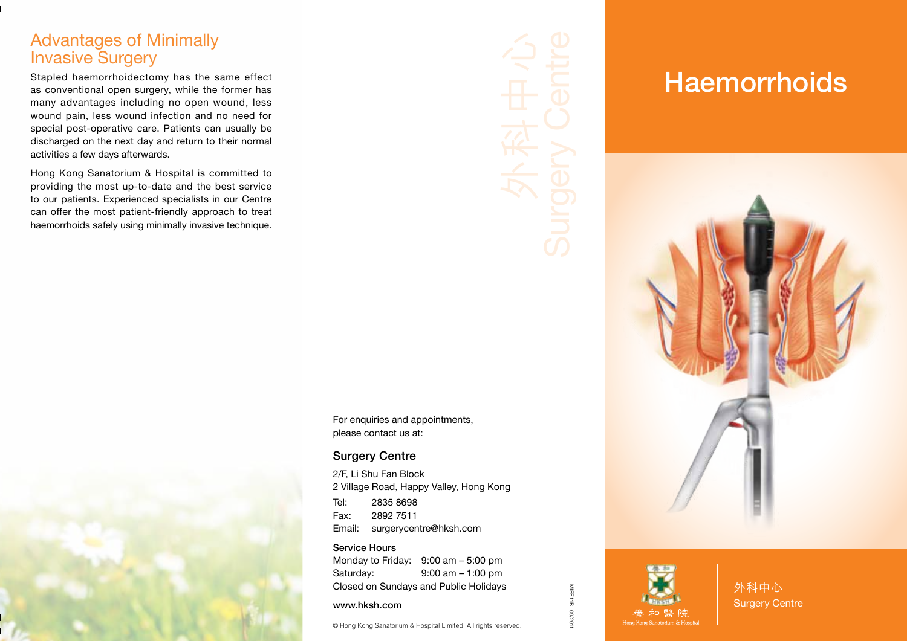## Advantages of Minimally Invasive Surgery

Stapled haemorrhoidectomy has the same effect as conventional open surgery, while the former has many advantages including no open wound, less wound pain, less wound infection and no need for special post-operative care. Patients can usually be discharged on the next day and return to their normal activities a few days afterwards.

Hong Kong Sanatorium & Hospital is committed to providing the most up-to-date and the best service to our patients. Experienced specialists in our Centre can offer the most patient-friendly approach to treat haemorrhoids safely using minimally invasive technique.

外科中心 Surgery Centre

For enquiries and appointments, please contact us at:

### Surgery Centre

2/F, Li Shu Fan Block
2 Village Road, Happy Valley, Hong Kong

Tel: 2835 8698
Fax: 2892 7511
Email: surgerycentre@hksh.com

**Service Hours**

Monday to Friday: 9:00 am – 5:00 pm
Saturday: 9:00 am – 1:00 pm
Closed on Sundays and Public Holidays

**www.hksh.com**

© Hong Kong Sanatorium & Hospital Limited. All rights reserved.

MIEF11B 09/2011

# Haemorrhoids

養和醫院
Hong Kong Sanatorium & Hospital

外科中心
Surgery Centre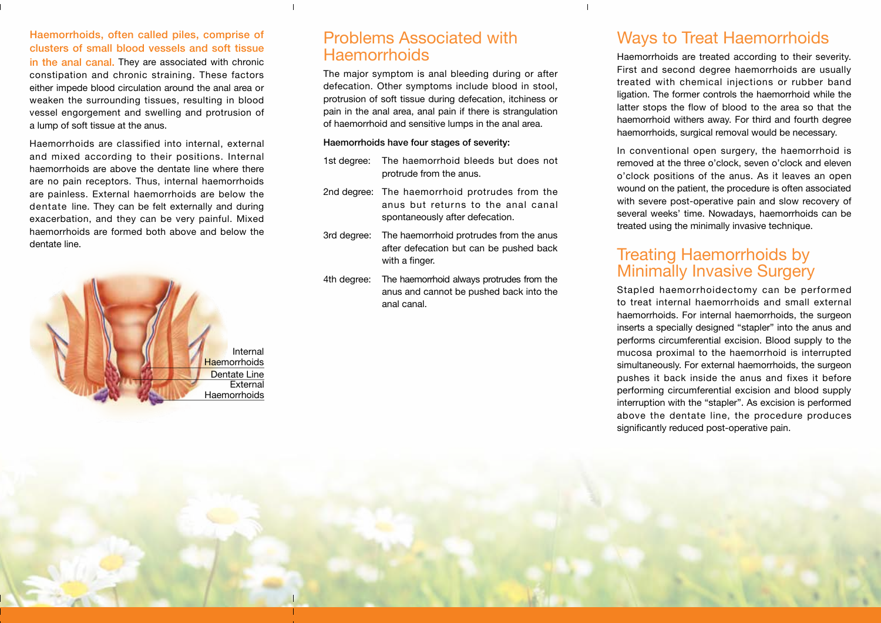**Haemorrhoids, often called piles, comprise of clusters of small blood vessels and soft tissue in the anal canal.** They are associated with chronic constipation and chronic straining. These factors either impede blood circulation around the anal area or weaken the surrounding tissues, resulting in blood vessel engorgement and swelling and protrusion of a lump of soft tissue at the anus.

Haemorrhoids are classified into internal, external and mixed according to their positions. Internal haemorrhoids are above the dentate line where there are no pain receptors. Thus, internal haemorrhoids are painless. External haemorrhoids are below the dentate line. They can be felt externally and during exacerbation, and they can be very painful. Mixed haemorrhoids are formed both above and below the dentate line.

Internal Haemorrhoids
Dentate Line
External Haemorrhoids

## Problems Associated with Haemorrhoids

The major symptom is anal bleeding during or after defecation. Other symptoms include blood in stool, protrusion of soft tissue during defecation, itchiness or pain in the anal area, anal pain if there is strangulation of haemorrhoid and sensitive lumps in the anal area.

**Haemorrhoids have four stages of severity:**

- 1st degree: The haemorrhoid bleeds but does not protrude from the anus.
- 2nd degree: The haemorrhoid protrudes from the anus but returns to the anal canal spontaneously after defecation.
- 3rd degree: The haemorrhoid protrudes from the anus after defecation but can be pushed back with a finger.
- 4th degree: The haemorrhoid always protrudes from the anus and cannot be pushed back into the anal canal.

## Ways to Treat Haemorrhoids

Haemorrhoids are treated according to their severity. First and second degree haemorrhoids are usually treated with chemical injections or rubber band ligation. The former controls the haemorrhoid while the latter stops the flow of blood to the area so that the haemorrhoid withers away. For third and fourth degree haemorrhoids, surgical removal would be necessary.

In conventional open surgery, the haemorrhoid is removed at the three o'clock, seven o'clock and eleven o'clock positions of the anus. As it leaves an open wound on the patient, the procedure is often associated with severe post-operative pain and slow recovery of several weeks' time. Nowadays, haemorrhoids can be treated using the minimally invasive technique.

## Treating Haemorrhoids by Minimally Invasive Surgery

Stapled haemorrhoidectomy can be performed to treat internal haemorrhoids and small external haemorrhoids. For internal haemorrhoids, the surgeon inserts a specially designed "stapler" into the anus and performs circumferential excision. Blood supply to the mucosa proximal to the haemorrhoid is interrupted simultaneously. For external haemorrhoids, the surgeon pushes it back inside the anus and fixes it before performing circumferential excision and blood supply interruption with the "stapler". As excision is performed above the dentate line, the procedure produces significantly reduced post-operative pain.